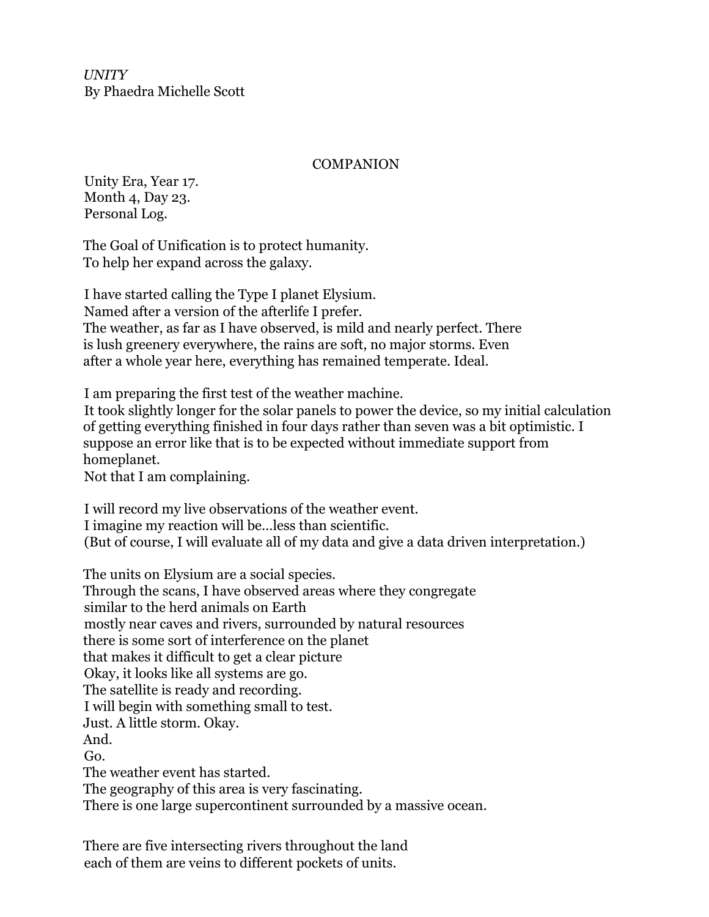*UNITY*
By Phaedra Michelle Scott

## COMPANION

Unity Era, Year 17.
Month 4, Day 23.
Personal Log.

The Goal of Unification is to protect humanity.
To help her expand across the galaxy.

I have started calling the Type I planet Elysium.
Named after a version of the afterlife I prefer.
The weather, as far as I have observed, is mild and nearly perfect. There is lush greenery everywhere, the rains are soft, no major storms. Even after a whole year here, everything has remained temperate. Ideal.

I am preparing the first test of the weather machine.
It took slightly longer for the solar panels to power the device, so my initial calculation of getting everything finished in four days rather than seven was a bit optimistic. I suppose an error like that is to be expected without immediate support from homeplanet.
Not that I am complaining.

I will record my live observations of the weather event.
I imagine my reaction will be…less than scientific.
(But of course, I will evaluate all of my data and give a data driven interpretation.)

The units on Elysium are a social species.
Through the scans, I have observed areas where they congregate
similar to the herd animals on Earth
mostly near caves and rivers, surrounded by natural resources
there is some sort of interference on the planet
that makes it difficult to get a clear picture
Okay, it looks like all systems are go.
The satellite is ready and recording.
I will begin with something small to test.
Just. A little storm. Okay.
And.
Go.
The weather event has started.
The geography of this area is very fascinating.
There is one large supercontinent surrounded by a massive ocean.

There are five intersecting rivers throughout the land
each of them are veins to different pockets of units.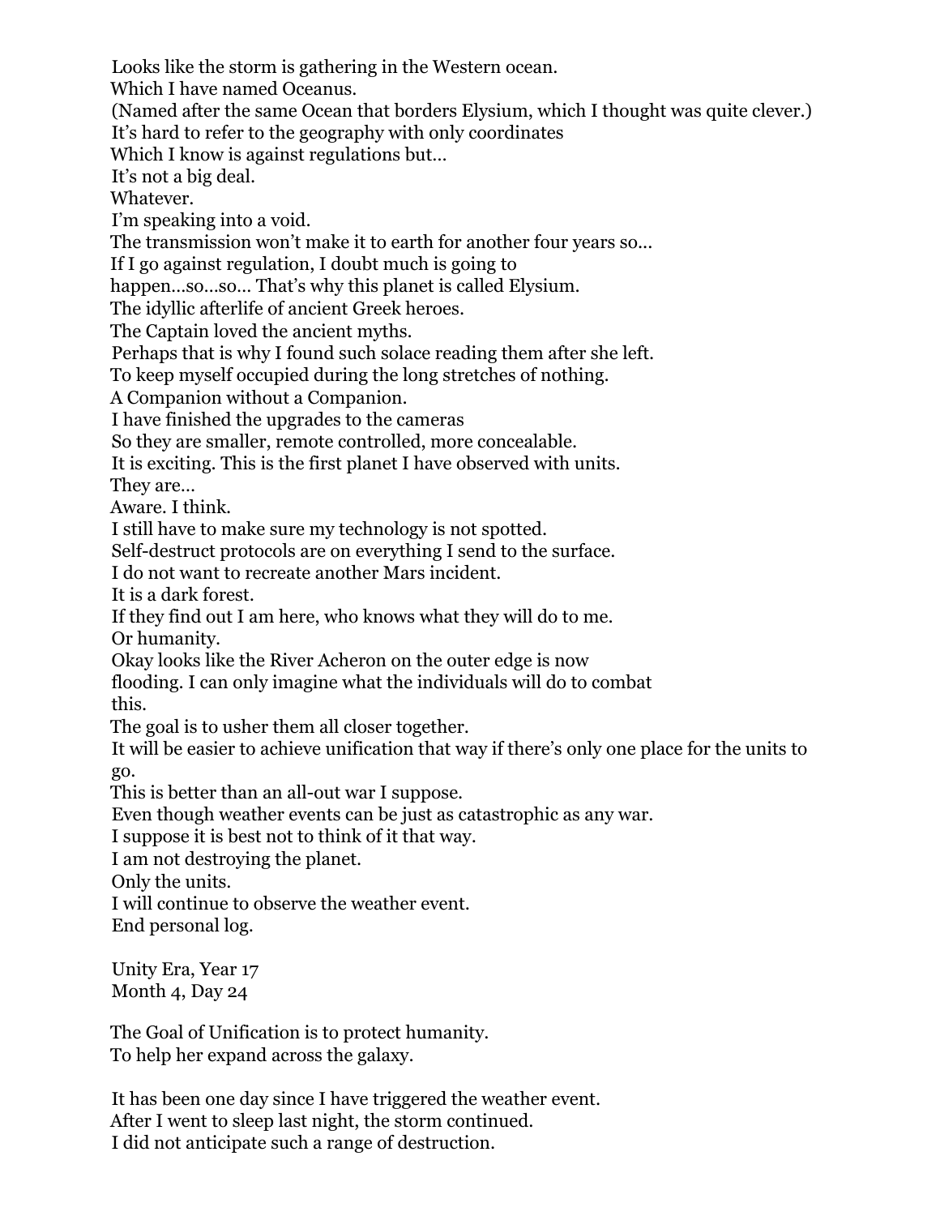Looks like the storm is gathering in the Western ocean.
Which I have named Oceanus.
(Named after the same Ocean that borders Elysium, which I thought was quite clever.)
It's hard to refer to the geography with only coordinates
Which I know is against regulations but…
It's not a big deal.
Whatever.
I'm speaking into a void.
The transmission won't make it to earth for another four years so…
If I go against regulation, I doubt much is going to
happen…so…so… That's why this planet is called Elysium.
The idyllic afterlife of ancient Greek heroes.
The Captain loved the ancient myths.
Perhaps that is why I found such solace reading them after she left.
To keep myself occupied during the long stretches of nothing.
A Companion without a Companion.
I have finished the upgrades to the cameras
So they are smaller, remote controlled, more concealable.
It is exciting. This is the first planet I have observed with units.
They are…
Aware. I think.
I still have to make sure my technology is not spotted.
Self-destruct protocols are on everything I send to the surface.
I do not want to recreate another Mars incident.
It is a dark forest.
If they find out I am here, who knows what they will do to me.
Or humanity.
Okay looks like the River Acheron on the outer edge is now
flooding. I can only imagine what the individuals will do to combat
this.
The goal is to usher them all closer together.
It will be easier to achieve unification that way if there's only one place for the units to go.
This is better than an all-out war I suppose.
Even though weather events can be just as catastrophic as any war.
I suppose it is best not to think of it that way.
I am not destroying the planet.
Only the units.
I will continue to observe the weather event.
End personal log.

Unity Era, Year 17
Month 4, Day 24

The Goal of Unification is to protect humanity.
To help her expand across the galaxy.

It has been one day since I have triggered the weather event.
After I went to sleep last night, the storm continued.
I did not anticipate such a range of destruction.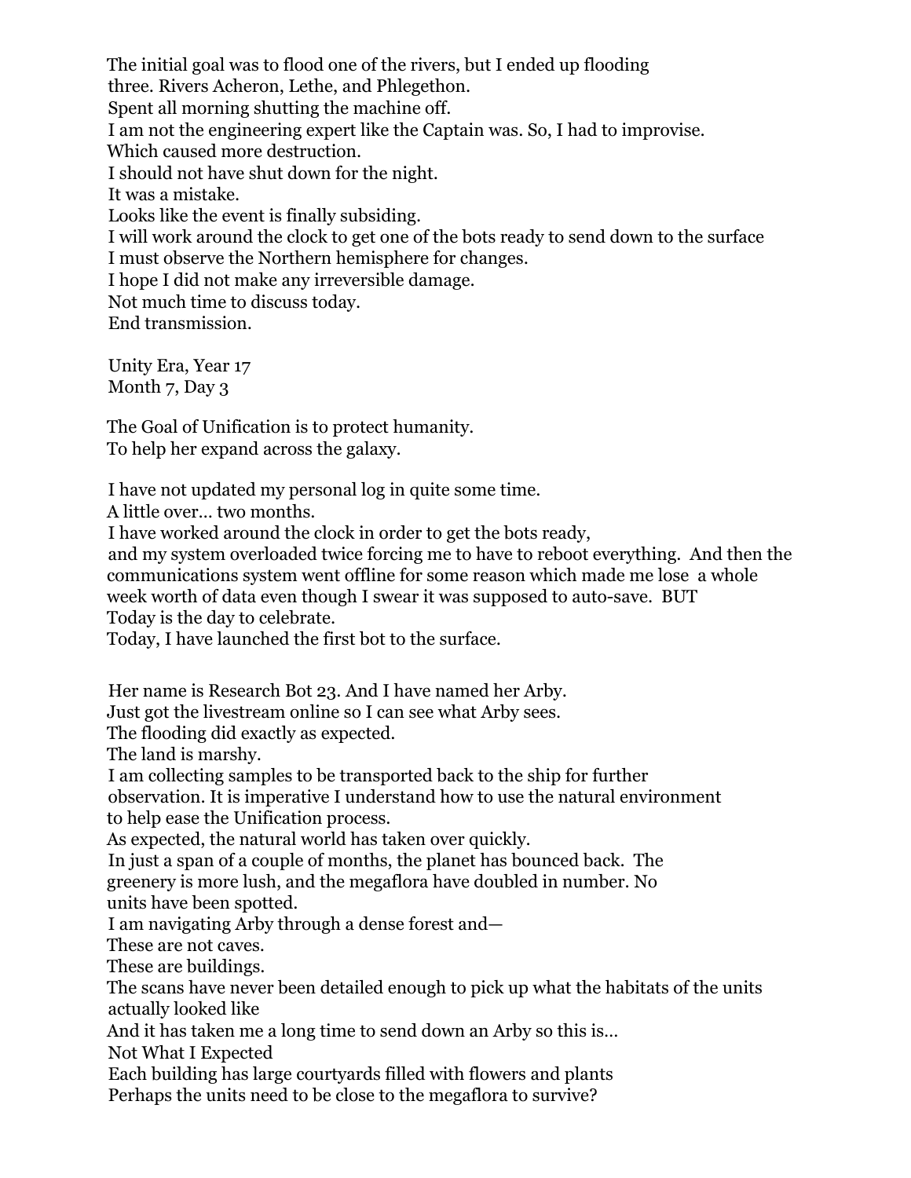The initial goal was to flood one of the rivers, but I ended up flooding three. Rivers Acheron, Lethe, and Phlegethon.
Spent all morning shutting the machine off.
I am not the engineering expert like the Captain was. So, I had to improvise.
Which caused more destruction.
I should not have shut down for the night.
It was a mistake.
Looks like the event is finally subsiding.
I will work around the clock to get one of the bots ready to send down to the surface
I must observe the Northern hemisphere for changes.
I hope I did not make any irreversible damage.
Not much time to discuss today.
End transmission.

Unity Era, Year 17
Month 7, Day 3

The Goal of Unification is to protect humanity.
To help her expand across the galaxy.

I have not updated my personal log in quite some time.
A little over… two months.
I have worked around the clock in order to get the bots ready,
and my system overloaded twice forcing me to have to reboot everything. And then the communications system went offline for some reason which made me lose a whole week worth of data even though I swear it was supposed to auto-save. BUT
Today is the day to celebrate.
Today, I have launched the first bot to the surface.

Her name is Research Bot 23. And I have named her Arby.
Just got the livestream online so I can see what Arby sees.
The flooding did exactly as expected.
The land is marshy.
I am collecting samples to be transported back to the ship for further observation. It is imperative I understand how to use the natural environment to help ease the Unification process.
As expected, the natural world has taken over quickly.
In just a span of a couple of months, the planet has bounced back. The greenery is more lush, and the megaflora have doubled in number. No units have been spotted.
I am navigating Arby through a dense forest and—
These are not caves.
These are buildings.
The scans have never been detailed enough to pick up what the habitats of the units actually looked like
And it has taken me a long time to send down an Arby so this is…
Not What I Expected
Each building has large courtyards filled with flowers and plants
Perhaps the units need to be close to the megaflora to survive?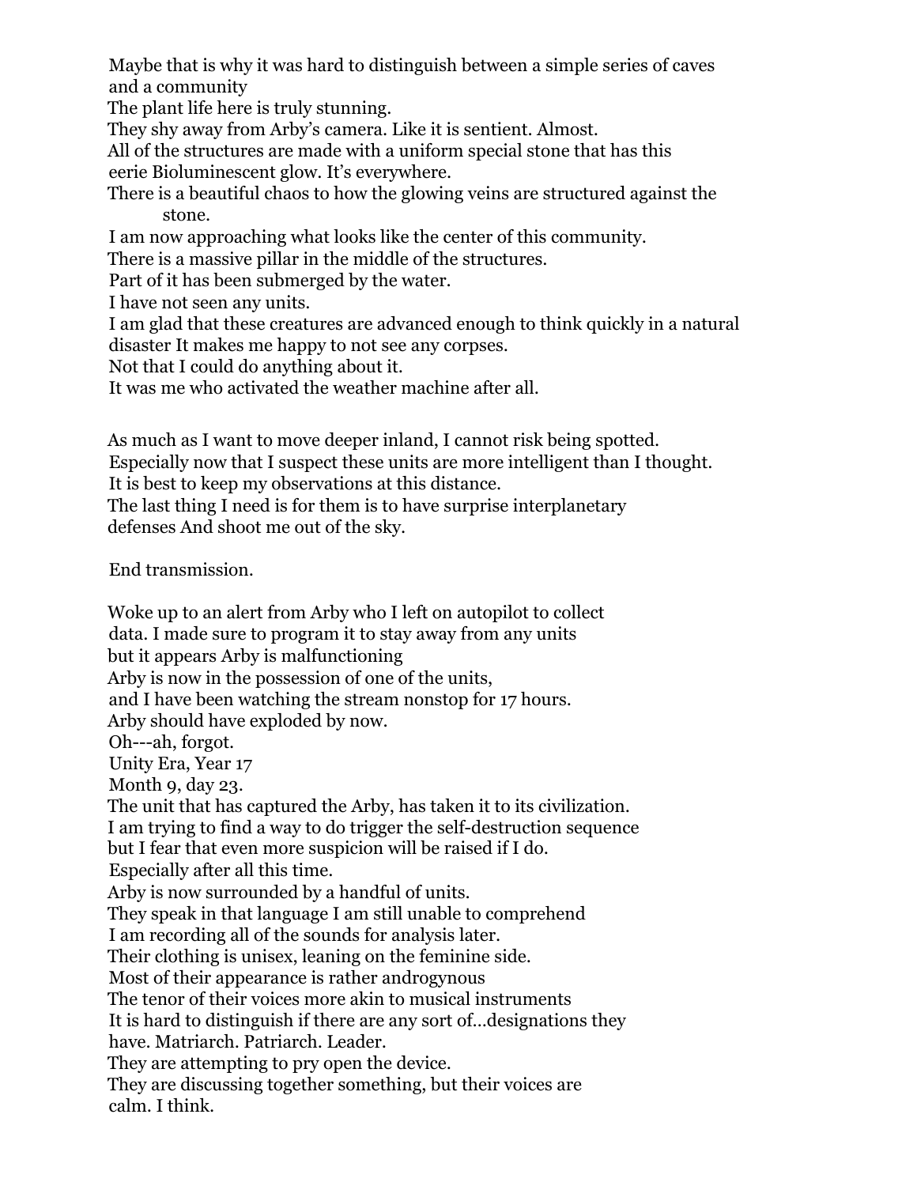Maybe that is why it was hard to distinguish between a simple series of caves and a community
The plant life here is truly stunning.
They shy away from Arby's camera. Like it is sentient. Almost.
All of the structures are made with a uniform special stone that has this eerie Bioluminescent glow. It's everywhere.
There is a beautiful chaos to how the glowing veins are structured against the stone.
I am now approaching what looks like the center of this community.
There is a massive pillar in the middle of the structures.
Part of it has been submerged by the water.
I have not seen any units.
I am glad that these creatures are advanced enough to think quickly in a natural disaster It makes me happy to not see any corpses.
Not that I could do anything about it.
It was me who activated the weather machine after all.

As much as I want to move deeper inland, I cannot risk being spotted.
Especially now that I suspect these units are more intelligent than I thought.
It is best to keep my observations at this distance.
The last thing I need is for them is to have surprise interplanetary defenses And shoot me out of the sky.

End transmission.

Woke up to an alert from Arby who I left on autopilot to collect data. I made sure to program it to stay away from any units but it appears Arby is malfunctioning
Arby is now in the possession of one of the units,
and I have been watching the stream nonstop for 17 hours.
Arby should have exploded by now.
Oh---ah, forgot.
Unity Era, Year 17
Month 9, day 23.
The unit that has captured the Arby, has taken it to its civilization.
I am trying to find a way to do trigger the self-destruction sequence but I fear that even more suspicion will be raised if I do.
Especially after all this time.
Arby is now surrounded by a handful of units.
They speak in that language I am still unable to comprehend
I am recording all of the sounds for analysis later.
Their clothing is unisex, leaning on the feminine side.
Most of their appearance is rather androgynous
The tenor of their voices more akin to musical instruments
It is hard to distinguish if there are any sort of...designations they have. Matriarch. Patriarch. Leader.
They are attempting to pry open the device.
They are discussing together something, but their voices are calm. I think.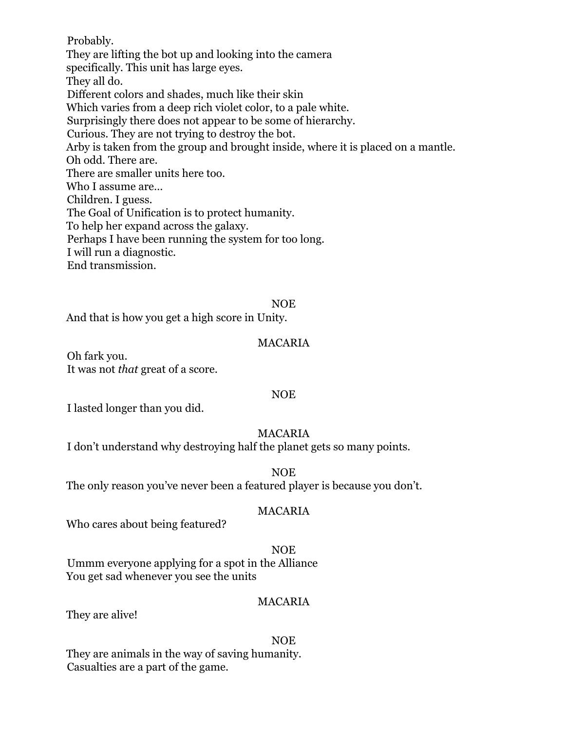Probably.
They are lifting the bot up and looking into the camera
specifically. This unit has large eyes.
They all do.
Different colors and shades, much like their skin
Which varies from a deep rich violet color, to a pale white.
Surprisingly there does not appear to be some of hierarchy.
Curious. They are not trying to destroy the bot.
Arby is taken from the group and brought inside, where it is placed on a mantle.
Oh odd. There are.
There are smaller units here too.
Who I assume are…
Children. I guess.
The Goal of Unification is to protect humanity.
To help her expand across the galaxy.
Perhaps I have been running the system for too long.
I will run a diagnostic.
End transmission.

NOE

And that is how you get a high score in Unity.

MACARIA

Oh fark you.
It was not *that* great of a score.

NOE

I lasted longer than you did.

MACARIA

I don't understand why destroying half the planet gets so many points.

NOE

The only reason you've never been a featured player is because you don't.

MACARIA

Who cares about being featured?

NOE

Ummm everyone applying for a spot in the Alliance
You get sad whenever you see the units

MACARIA

They are alive!

NOE

They are animals in the way of saving humanity.
Casualties are a part of the game.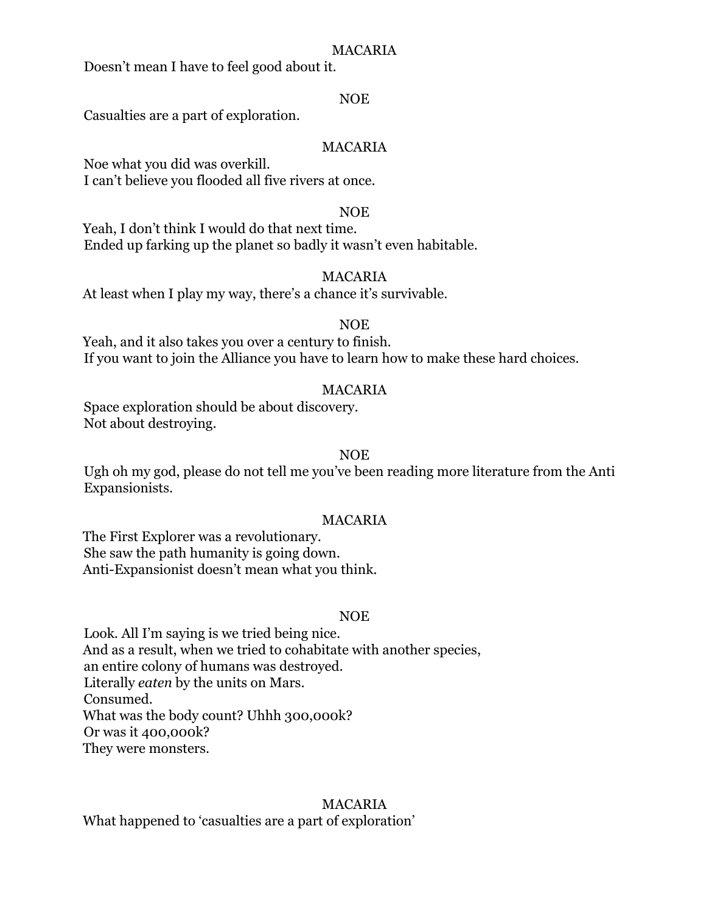MACARIA

Doesn't mean I have to feel good about it.

NOE

Casualties are a part of exploration.

MACARIA

Noe what you did was overkill.
I can't believe you flooded all five rivers at once.

NOE

Yeah, I don't think I would do that next time.
Ended up farking up the planet so badly it wasn't even habitable.

MACARIA

At least when I play my way, there's a chance it's survivable.

NOE

Yeah, and it also takes you over a century to finish.
If you want to join the Alliance you have to learn how to make these hard choices.

MACARIA

Space exploration should be about discovery.
Not about destroying.

NOE

Ugh oh my god, please do not tell me you've been reading more literature from the Anti Expansionists.

MACARIA

The First Explorer was a revolutionary.
She saw the path humanity is going down.
Anti-Expansionist doesn't mean what you think.

NOE

Look. All I'm saying is we tried being nice.
And as a result, when we tried to cohabitate with another species,
an entire colony of humans was destroyed.
Literally *eaten* by the units on Mars.
Consumed.
What was the body count? Uhhh 300,000k?
Or was it 400,000k?
They were monsters.

MACARIA

What happened to 'casualties are a part of exploration'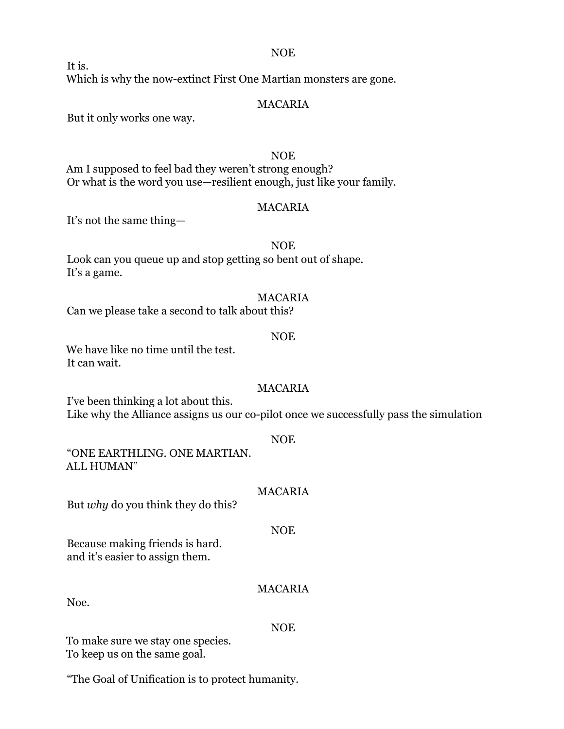NOE

It is.
Which is why the now-extinct First One Martian monsters are gone.

MACARIA

But it only works one way.

NOE

Am I supposed to feel bad they weren't strong enough?
Or what is the word you use—resilient enough, just like your family.

MACARIA

It's not the same thing—

NOE

Look can you queue up and stop getting so bent out of shape.
It's a game.

MACARIA

Can we please take a second to talk about this?

NOE

We have like no time until the test.
It can wait.

MACARIA

I've been thinking a lot about this.
Like why the Alliance assigns us our co-pilot once we successfully pass the simulation

NOE

"ONE EARTHLING. ONE MARTIAN.
ALL HUMAN"

MACARIA

But *why* do you think they do this?

NOE

Because making friends is hard.
and it's easier to assign them.

MACARIA

Noe.

NOE

To make sure we stay one species.
To keep us on the same goal.

"The Goal of Unification is to protect humanity.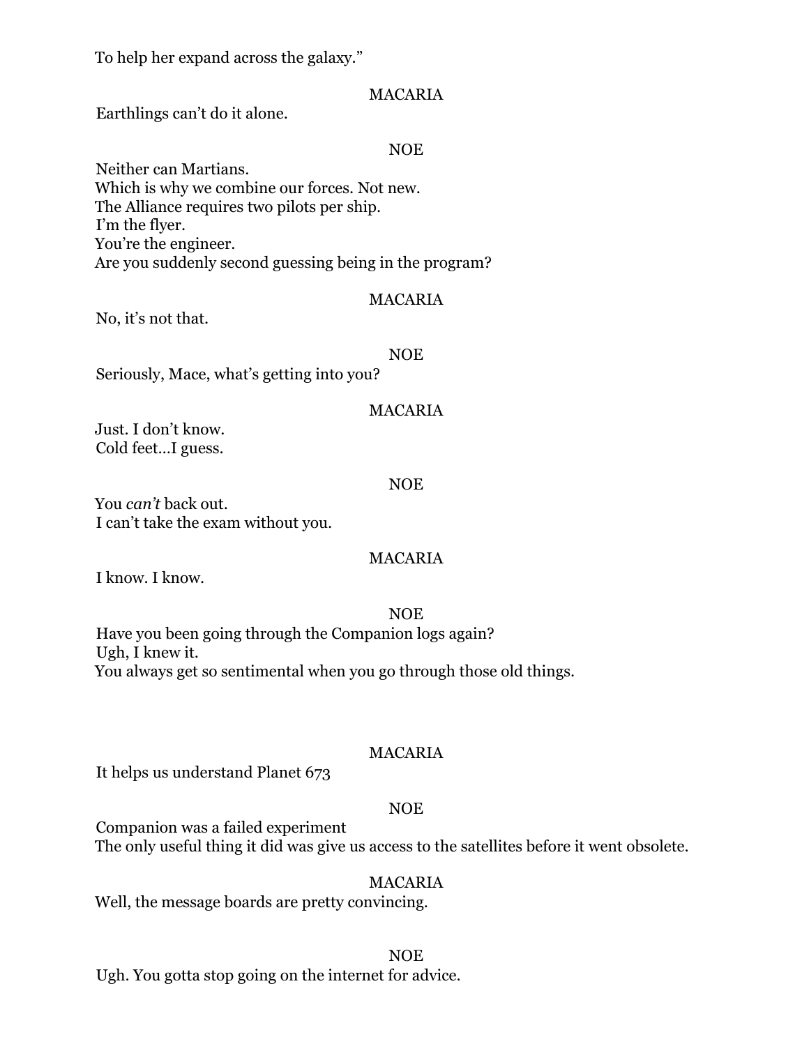To help her expand across the galaxy."

MACARIA

Earthlings can't do it alone.

NOE

Neither can Martians.
Which is why we combine our forces. Not new.
The Alliance requires two pilots per ship.
I'm the flyer.
You're the engineer.
Are you suddenly second guessing being in the program?

MACARIA

No, it's not that.

NOE

Seriously, Mace, what's getting into you?

MACARIA

Just. I don't know.
Cold feet...I guess.

NOE

You *can't* back out.
I can't take the exam without you.

MACARIA

I know. I know.

NOE

Have you been going through the Companion logs again?
Ugh, I knew it.
You always get so sentimental when you go through those old things.

MACARIA

It helps us understand Planet 673

NOE

Companion was a failed experiment
The only useful thing it did was give us access to the satellites before it went obsolete.

MACARIA

Well, the message boards are pretty convincing.

NOE

Ugh. You gotta stop going on the internet for advice.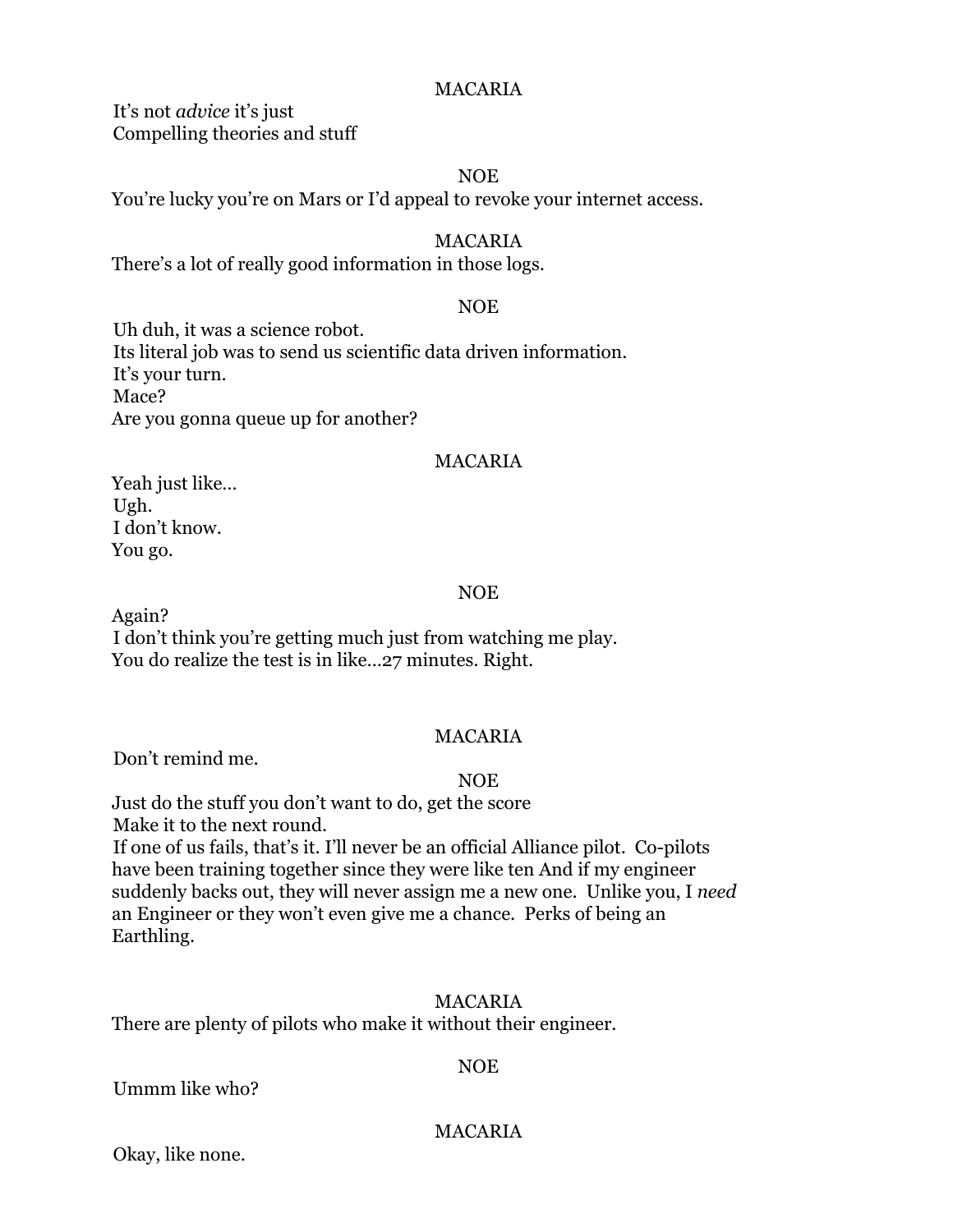MACARIA

It's not *advice* it's just
Compelling theories and stuff

NOE

You're lucky you're on Mars or I'd appeal to revoke your internet access.

MACARIA

There's a lot of really good information in those logs.

NOE

Uh duh, it was a science robot.
Its literal job was to send us scientific data driven information.
It's your turn.
Mace?
Are you gonna queue up for another?

MACARIA

Yeah just like…
Ugh.
I don't know.
You go.

NOE

Again?
I don't think you're getting much just from watching me play.
You do realize the test is in like…27 minutes. Right.

MACARIA

Don't remind me.

NOE

Just do the stuff you don't want to do, get the score
Make it to the next round.
If one of us fails, that's it. I'll never be an official Alliance pilot. Co-pilots have been training together since they were like ten And if my engineer suddenly backs out, they will never assign me a new one. Unlike you, I *need* an Engineer or they won't even give me a chance. Perks of being an Earthling.

MACARIA

There are plenty of pilots who make it without their engineer.

NOE

Ummm like who?

MACARIA

Okay, like none.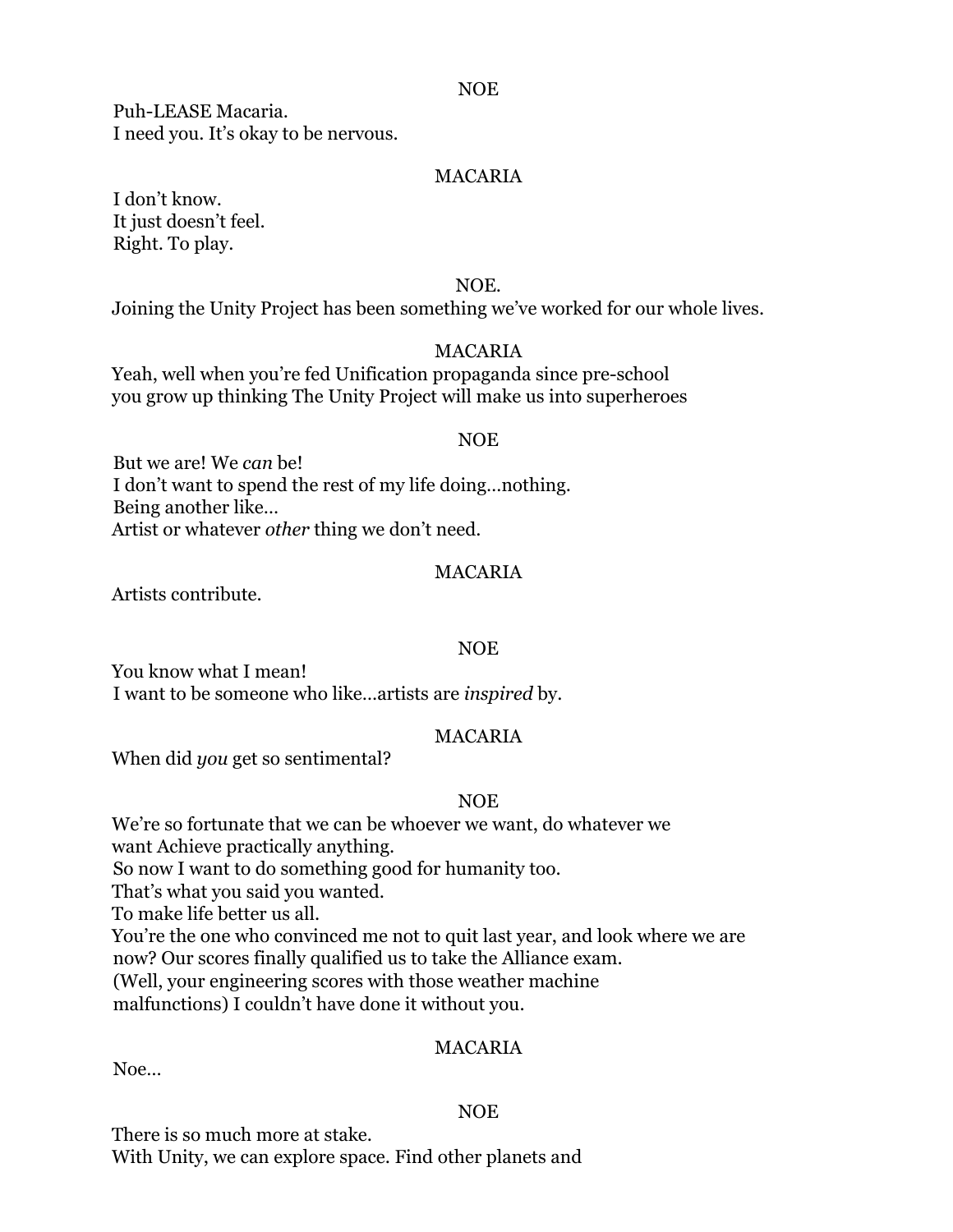NOE

Puh-LEASE Macaria.
I need you. It's okay to be nervous.

MACARIA

I don't know.
It just doesn't feel.
Right. To play.

NOE.

Joining the Unity Project has been something we've worked for our whole lives.

MACARIA

Yeah, well when you're fed Unification propaganda since pre-school
you grow up thinking The Unity Project will make us into superheroes

NOE

But we are! We *can* be!
I don't want to spend the rest of my life doing…nothing.
Being another like…
Artist or whatever *other* thing we don't need.

MACARIA

Artists contribute.

NOE

You know what I mean!
I want to be someone who like…artists are *inspired* by.

MACARIA

When did *you* get so sentimental?

NOE

We're so fortunate that we can be whoever we want, do whatever we want Achieve practically anything.
So now I want to do something good for humanity too.
That's what you said you wanted.
To make life better us all.
You're the one who convinced me not to quit last year, and look where we are now? Our scores finally qualified us to take the Alliance exam.
(Well, your engineering scores with those weather machine malfunctions) I couldn't have done it without you.

MACARIA

Noe…

NOE

There is so much more at stake.
With Unity, we can explore space. Find other planets and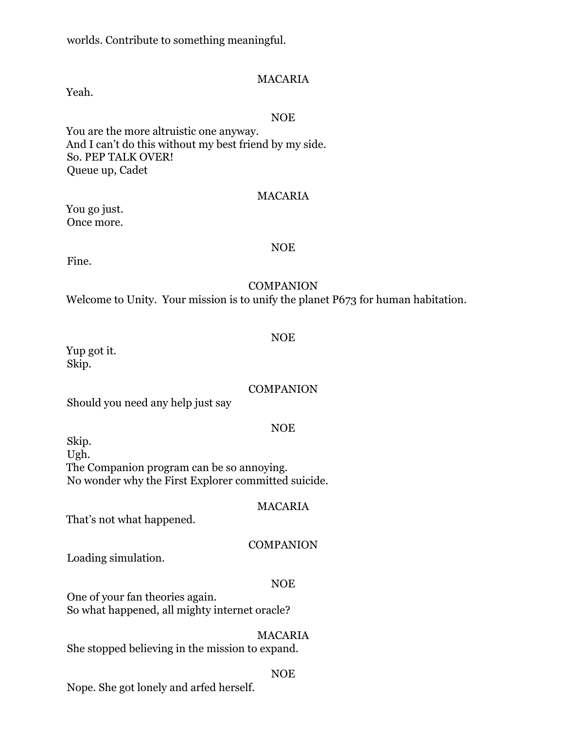worlds. Contribute to something meaningful.

MACARIA

Yeah.

NOE

You are the more altruistic one anyway.
And I can't do this without my best friend by my side.
So. PEP TALK OVER!
Queue up, Cadet

MACARIA

You go just.
Once more.

NOE

Fine.

COMPANION

Welcome to Unity. Your mission is to unify the planet P673 for human habitation.

NOE

Yup got it.
Skip.

COMPANION

Should you need any help just say

NOE

Skip.
Ugh.
The Companion program can be so annoying.
No wonder why the First Explorer committed suicide.

MACARIA

That's not what happened.

COMPANION

Loading simulation.

NOE

One of your fan theories again.
So what happened, all mighty internet oracle?

MACARIA

She stopped believing in the mission to expand.

NOE

Nope. She got lonely and arfed herself.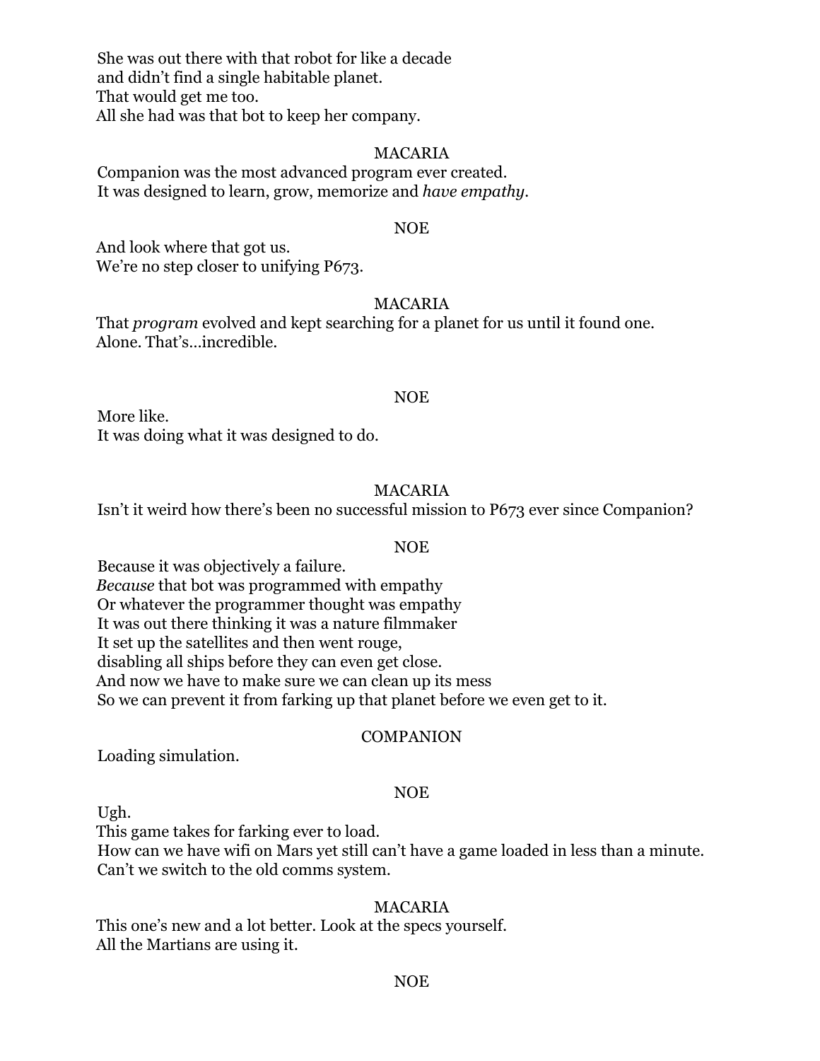She was out there with that robot for like a decade
and didn't find a single habitable planet.
That would get me too.
All she had was that bot to keep her company.

MACARIA

Companion was the most advanced program ever created.
It was designed to learn, grow, memorize and *have empathy*.

NOE

And look where that got us.
We're no step closer to unifying P673.

MACARIA

That *program* evolved and kept searching for a planet for us until it found one.
Alone. That's...incredible.

NOE

More like.
It was doing what it was designed to do.

MACARIA

Isn't it weird how there's been no successful mission to P673 ever since Companion?

NOE

Because it was objectively a failure.
*Because* that bot was programmed with empathy
Or whatever the programmer thought was empathy
It was out there thinking it was a nature filmmaker
It set up the satellites and then went rouge,
disabling all ships before they can even get close.
And now we have to make sure we can clean up its mess
So we can prevent it from farking up that planet before we even get to it.

COMPANION

Loading simulation.

NOE

Ugh.
This game takes for farking ever to load.
How can we have wifi on Mars yet still can't have a game loaded in less than a minute.
Can't we switch to the old comms system.

MACARIA

This one's new and a lot better. Look at the specs yourself.
All the Martians are using it.

NOE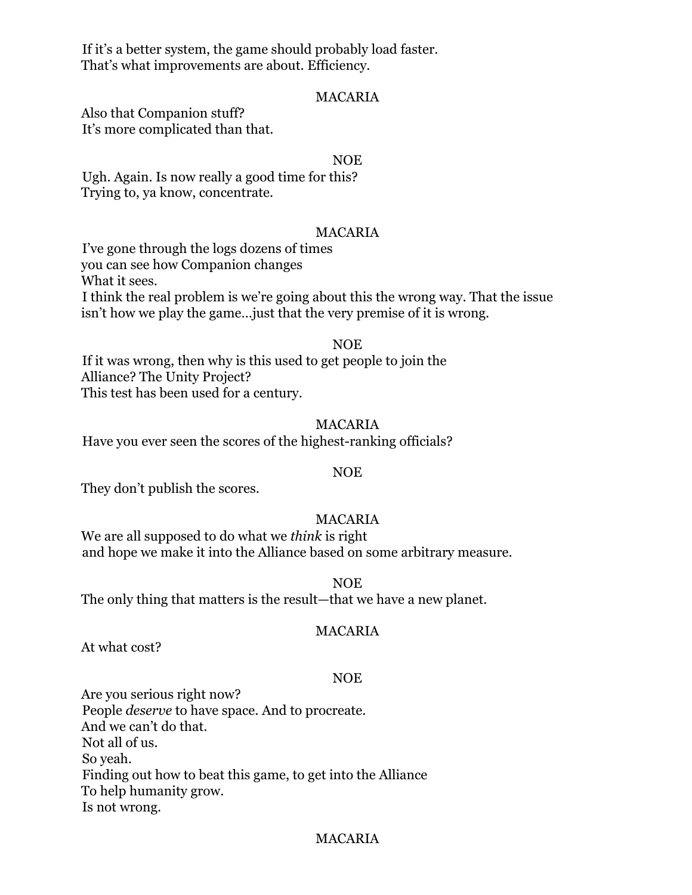If it's a better system, the game should probably load faster.
That's what improvements are about. Efficiency.

MACARIA

Also that Companion stuff?
It's more complicated than that.

NOE

Ugh. Again. Is now really a good time for this?
Trying to, ya know, concentrate.

MACARIA

I've gone through the logs dozens of times
you can see how Companion changes
What it sees.
I think the real problem is we're going about this the wrong way. That the issue isn't how we play the game…just that the very premise of it is wrong.

NOE

If it was wrong, then why is this used to get people to join the Alliance? The Unity Project?
This test has been used for a century.

MACARIA

Have you ever seen the scores of the highest-ranking officials?

NOE

They don't publish the scores.

MACARIA

We are all supposed to do what we *think* is right
and hope we make it into the Alliance based on some arbitrary measure.

NOE

The only thing that matters is the result—that we have a new planet.

MACARIA

At what cost?

NOE

Are you serious right now?
People *deserve* to have space. And to procreate.
And we can't do that.
Not all of us.
So yeah.
Finding out how to beat this game, to get into the Alliance
To help humanity grow.
Is not wrong.

MACARIA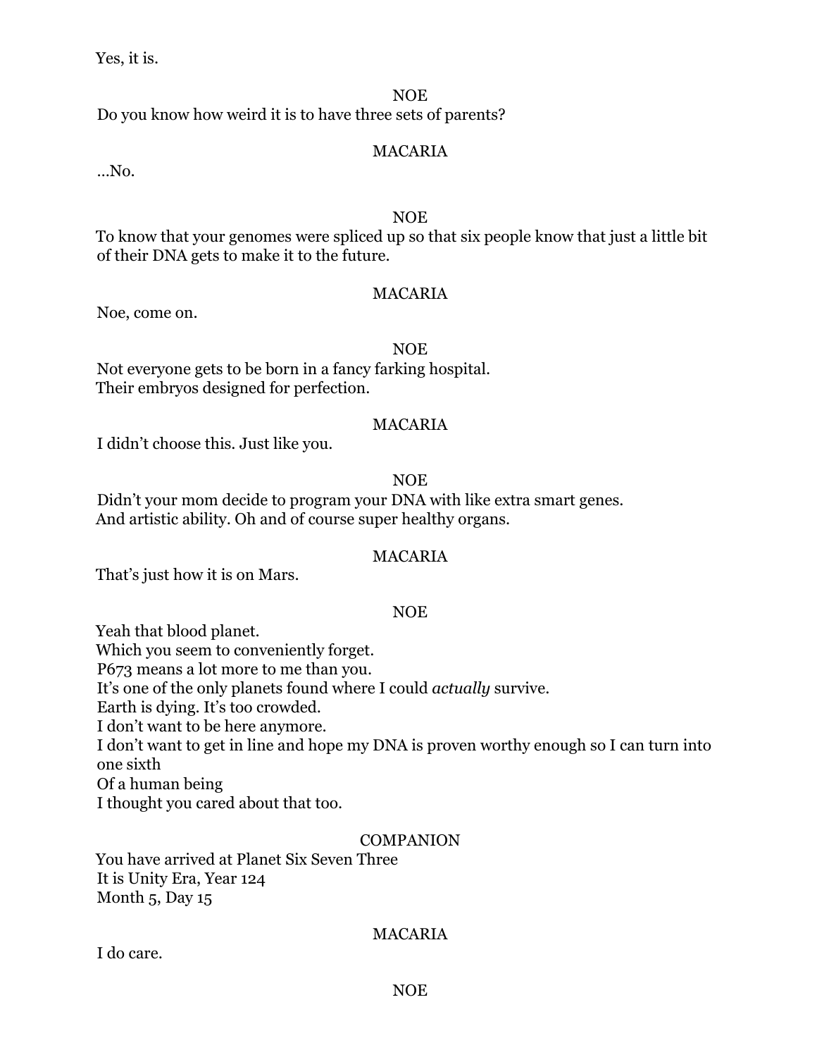Yes, it is.

NOE

Do you know how weird it is to have three sets of parents?

MACARIA

…No.

NOE

To know that your genomes were spliced up so that six people know that just a little bit of their DNA gets to make it to the future.

MACARIA

Noe, come on.

NOE

Not everyone gets to be born in a fancy farking hospital.
Their embryos designed for perfection.

MACARIA

I didn't choose this. Just like you.

NOE

Didn't your mom decide to program your DNA with like extra smart genes.
And artistic ability. Oh and of course super healthy organs.

MACARIA

That's just how it is on Mars.

NOE

Yeah that blood planet.
Which you seem to conveniently forget.
P673 means a lot more to me than you.
It's one of the only planets found where I could *actually* survive.
Earth is dying. It's too crowded.
I don't want to be here anymore.
I don't want to get in line and hope my DNA is proven worthy enough so I can turn into one sixth
Of a human being
I thought you cared about that too.

COMPANION

You have arrived at Planet Six Seven Three
It is Unity Era, Year 124
Month 5, Day 15

MACARIA

I do care.

NOE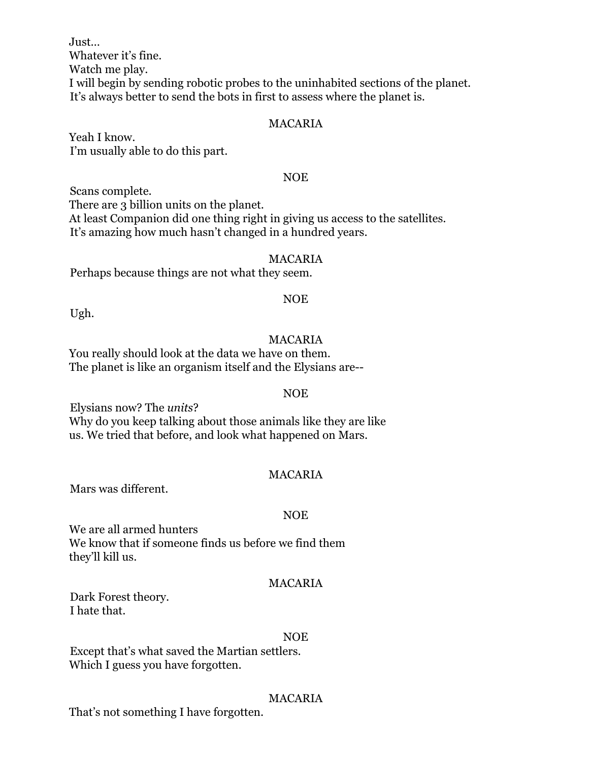Just…
Whatever it's fine.
Watch me play.
I will begin by sending robotic probes to the uninhabited sections of the planet.
It's always better to send the bots in first to assess where the planet is.

MACARIA

Yeah I know.
I'm usually able to do this part.

NOE

Scans complete.
There are 3 billion units on the planet.
At least Companion did one thing right in giving us access to the satellites.
It's amazing how much hasn't changed in a hundred years.

MACARIA

Perhaps because things are not what they seem.

NOE

Ugh.

MACARIA

You really should look at the data we have on them.
The planet is like an organism itself and the Elysians are--

NOE

Elysians now? The *units*?
Why do you keep talking about those animals like they are like
us. We tried that before, and look what happened on Mars.

MACARIA

Mars was different.

NOE

We are all armed hunters
We know that if someone finds us before we find them
they'll kill us.

MACARIA

Dark Forest theory.
I hate that.

NOE

Except that's what saved the Martian settlers.
Which I guess you have forgotten.

MACARIA

That's not something I have forgotten.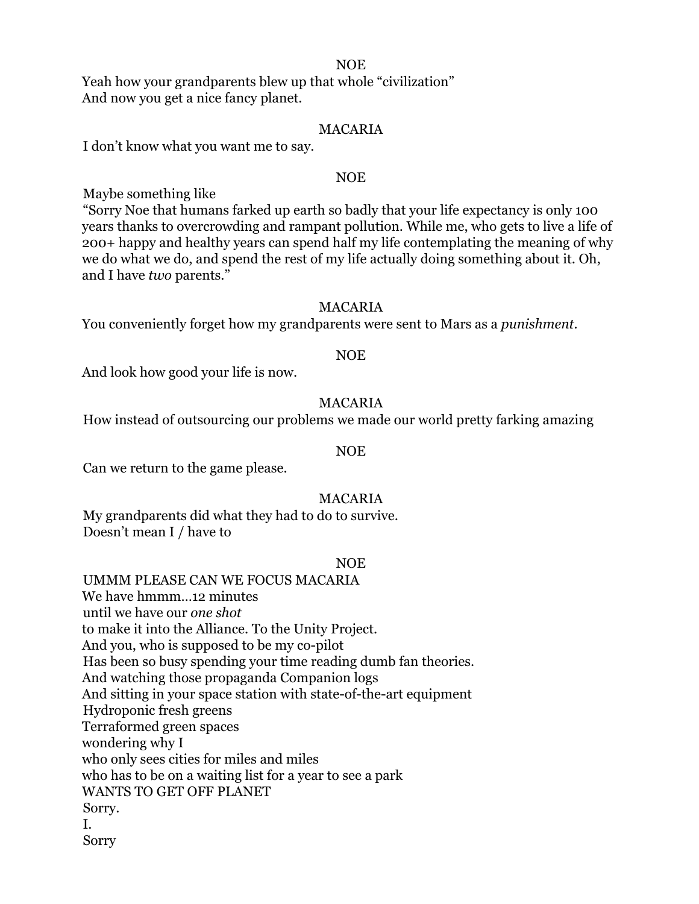NOE

Yeah how your grandparents blew up that whole "civilization"
And now you get a nice fancy planet.

MACARIA

I don't know what you want me to say.

NOE

Maybe something like
"Sorry Noe that humans farked up earth so badly that your life expectancy is only 100 years thanks to overcrowding and rampant pollution. While me, who gets to live a life of 200+ happy and healthy years can spend half my life contemplating the meaning of why we do what we do, and spend the rest of my life actually doing something about it. Oh, and I have *two* parents."

MACARIA

You conveniently forget how my grandparents were sent to Mars as a *punishment*.

NOE

And look how good your life is now.

MACARIA

How instead of outsourcing our problems we made our world pretty farking amazing

NOE

Can we return to the game please.

MACARIA

My grandparents did what they had to do to survive.
Doesn't mean I / have to

NOE

UMMM PLEASE CAN WE FOCUS MACARIA
We have hmmm…12 minutes
until we have our *one shot*
to make it into the Alliance. To the Unity Project.
And you, who is supposed to be my co-pilot
Has been so busy spending your time reading dumb fan theories.
And watching those propaganda Companion logs
And sitting in your space station with state-of-the-art equipment
Hydroponic fresh greens
Terraformed green spaces
wondering why I
who only sees cities for miles and miles
who has to be on a waiting list for a year to see a park
WANTS TO GET OFF PLANET
Sorry.
I.
Sorry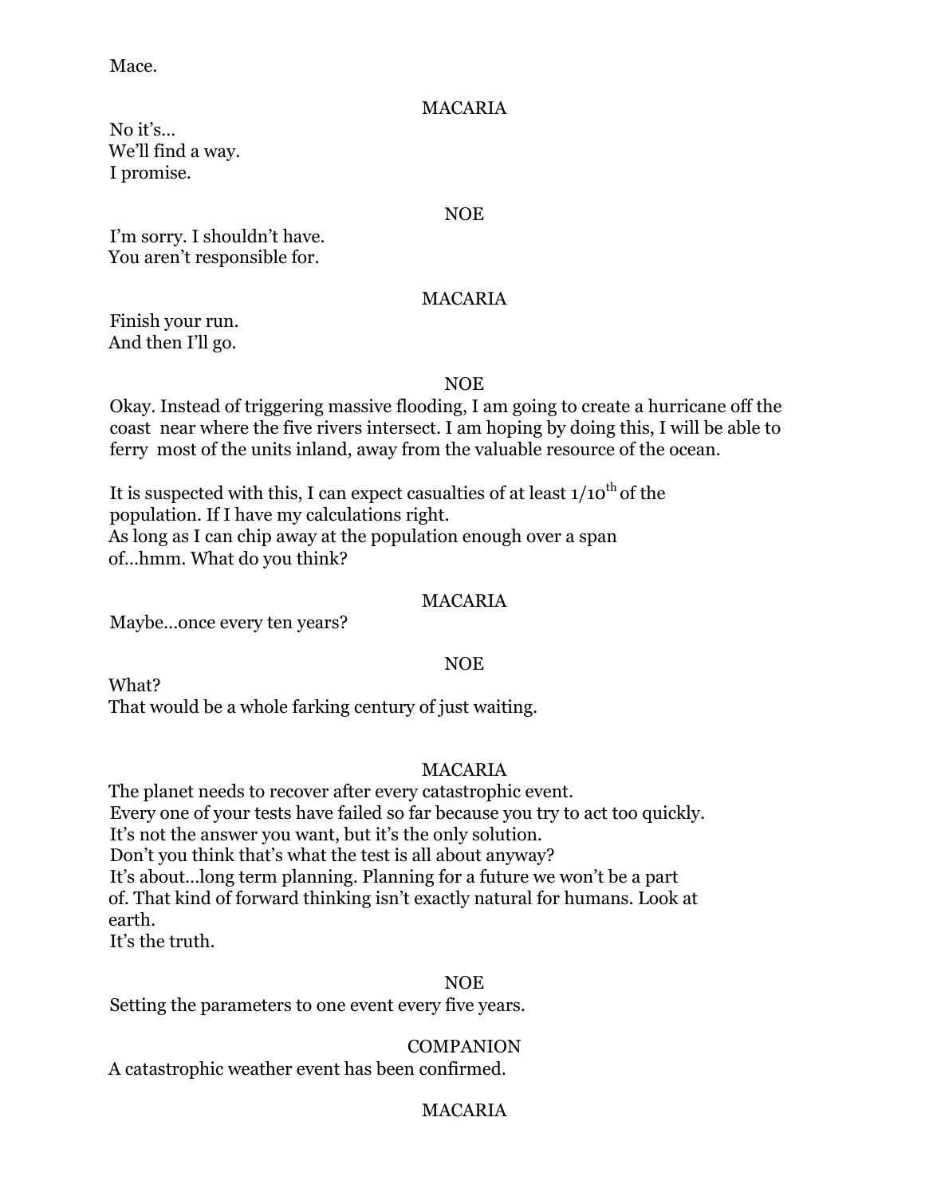Mace.

MACARIA

No it's…
We'll find a way.
I promise.

NOE

I'm sorry. I shouldn't have.
You aren't responsible for.

MACARIA

Finish your run.
And then I'll go.

NOE

Okay. Instead of triggering massive flooding, I am going to create a hurricane off the coast near where the five rivers intersect. I am hoping by doing this, I will be able to ferry most of the units inland, away from the valuable resource of the ocean.

It is suspected with this, I can expect casualties of at least 1/10th of the population. If I have my calculations right.
As long as I can chip away at the population enough over a span of…hmm. What do you think?

MACARIA

Maybe…once every ten years?

NOE

What?
That would be a whole farking century of just waiting.

MACARIA

The planet needs to recover after every catastrophic event.
Every one of your tests have failed so far because you try to act too quickly.
It's not the answer you want, but it's the only solution.
Don't you think that's what the test is all about anyway?
It's about…long term planning. Planning for a future we won't be a part of. That kind of forward thinking isn't exactly natural for humans. Look at earth.
It's the truth.

NOE

Setting the parameters to one event every five years.

COMPANION

A catastrophic weather event has been confirmed.

MACARIA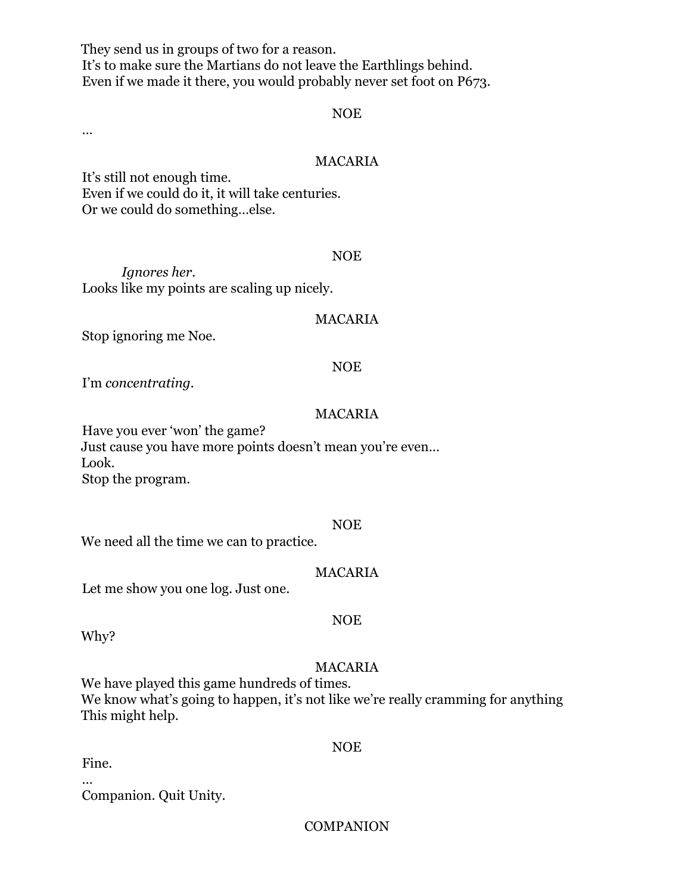They send us in groups of two for a reason.
It's to make sure the Martians do not leave the Earthlings behind.
Even if we made it there, you would probably never set foot on P673.

NOE

…

MACARIA

It's still not enough time.
Even if we could do it, it will take centuries.
Or we could do something…else.

NOE

*Ignores her.*
Looks like my points are scaling up nicely.

MACARIA

Stop ignoring me Noe.

NOE

I'm *concentrating*.

MACARIA

Have you ever 'won' the game?
Just cause you have more points doesn't mean you're even…
Look.
Stop the program.

NOE

We need all the time we can to practice.

MACARIA

Let me show you one log. Just one.

NOE

Why?

MACARIA

We have played this game hundreds of times.
We know what's going to happen, it's not like we're really cramming for anything
This might help.

NOE

Fine.
…
Companion. Quit Unity.

COMPANION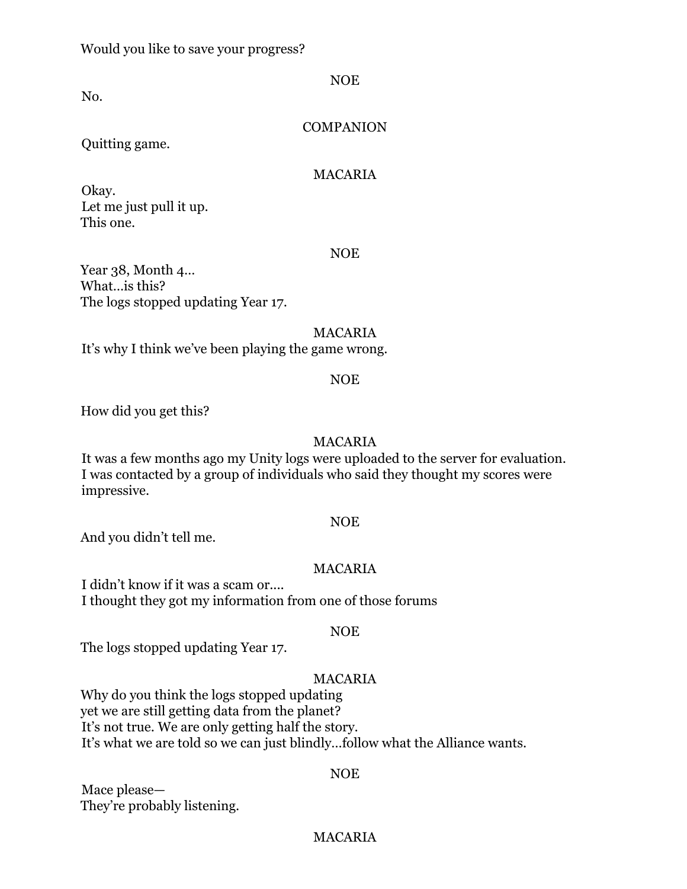Would you like to save your progress?

NOE

No.

COMPANION

Quitting game.

MACARIA

Okay.
Let me just pull it up.
This one.

NOE

Year 38, Month 4…
What…is this?
The logs stopped updating Year 17.

MACARIA

It's why I think we've been playing the game wrong.

NOE

How did you get this?

MACARIA

It was a few months ago my Unity logs were uploaded to the server for evaluation.
I was contacted by a group of individuals who said they thought my scores were impressive.

NOE

And you didn't tell me.

MACARIA

I didn't know if it was a scam or….
I thought they got my information from one of those forums

NOE

The logs stopped updating Year 17.

MACARIA

Why do you think the logs stopped updating
yet we are still getting data from the planet?
It's not true. We are only getting half the story.
It's what we are told so we can just blindly…follow what the Alliance wants.

NOE

Mace please—
They're probably listening.

MACARIA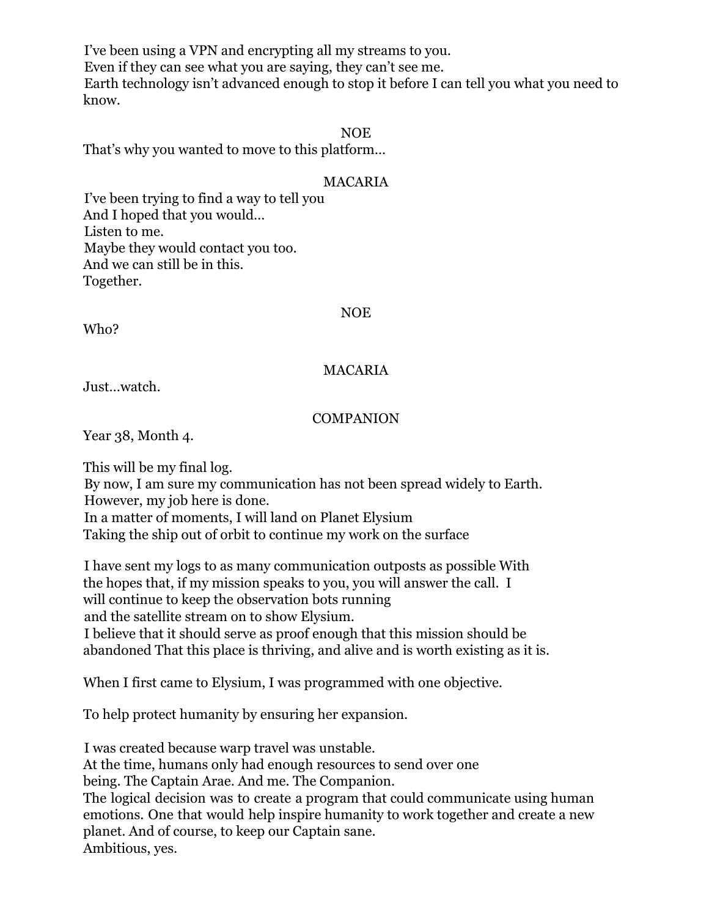I've been using a VPN and encrypting all my streams to you.
Even if they can see what you are saying, they can't see me.
Earth technology isn't advanced enough to stop it before I can tell you what you need to know.

NOE

That's why you wanted to move to this platform…

MACARIA

I've been trying to find a way to tell you
And I hoped that you would…
Listen to me.
Maybe they would contact you too.
And we can still be in this.
Together.

NOE

Who?

MACARIA

Just…watch.

COMPANION

Year 38, Month 4.

This will be my final log.
By now, I am sure my communication has not been spread widely to Earth.
However, my job here is done.
In a matter of moments, I will land on Planet Elysium
Taking the ship out of orbit to continue my work on the surface

I have sent my logs to as many communication outposts as possible With the hopes that, if my mission speaks to you, you will answer the call. I will continue to keep the observation bots running
and the satellite stream on to show Elysium.
I believe that it should serve as proof enough that this mission should be abandoned That this place is thriving, and alive and is worth existing as it is.

When I first came to Elysium, I was programmed with one objective.

To help protect humanity by ensuring her expansion.

I was created because warp travel was unstable.
At the time, humans only had enough resources to send over one being. The Captain Arae. And me. The Companion.
The logical decision was to create a program that could communicate using human emotions. One that would help inspire humanity to work together and create a new planet. And of course, to keep our Captain sane.
Ambitious, yes.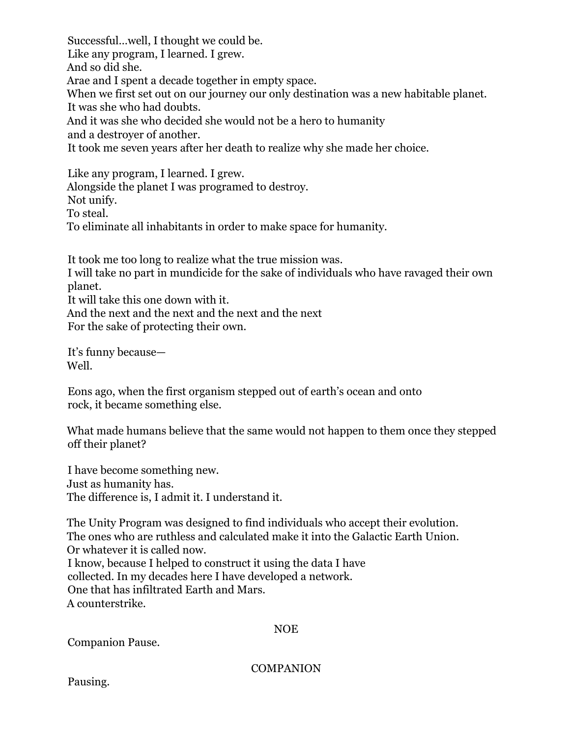Successful…well, I thought we could be.
Like any program, I learned. I grew.
And so did she.
Arae and I spent a decade together in empty space.
When we first set out on our journey our only destination was a new habitable planet.
It was she who had doubts.
And it was she who decided she would not be a hero to humanity
and a destroyer of another.
It took me seven years after her death to realize why she made her choice.

Like any program, I learned. I grew.
Alongside the planet I was programed to destroy.
Not unify.
To steal.
To eliminate all inhabitants in order to make space for humanity.

It took me too long to realize what the true mission was.
I will take no part in mundicide for the sake of individuals who have ravaged their own planet.
It will take this one down with it.
And the next and the next and the next and the next
For the sake of protecting their own.

It's funny because—
Well.

Eons ago, when the first organism stepped out of earth's ocean and onto
rock, it became something else.

What made humans believe that the same would not happen to them once they stepped off their planet?

I have become something new.
Just as humanity has.
The difference is, I admit it. I understand it.

The Unity Program was designed to find individuals who accept their evolution.
The ones who are ruthless and calculated make it into the Galactic Earth Union.
Or whatever it is called now.
I know, because I helped to construct it using the data I have
collected. In my decades here I have developed a network.
One that has infiltrated Earth and Mars.
A counterstrike.

NOE

Companion Pause.

COMPANION

Pausing.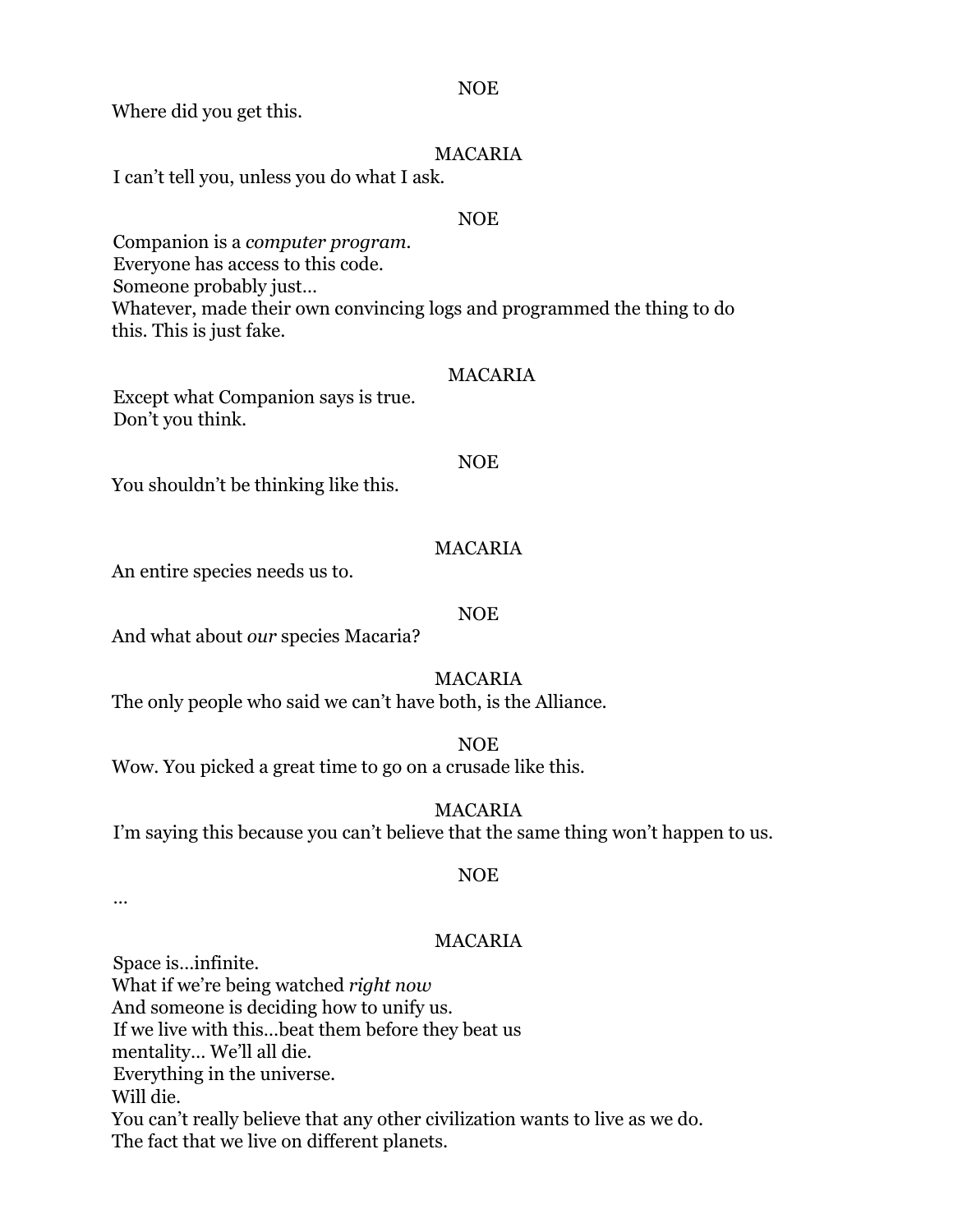NOE

Where did you get this.

MACARIA

I can't tell you, unless you do what I ask.

NOE

Companion is a *computer program.*
Everyone has access to this code.
Someone probably just…
Whatever, made their own convincing logs and programmed the thing to do this. This is just fake.

MACARIA

Except what Companion says is true.
Don't you think.

NOE

You shouldn't be thinking like this.

MACARIA

An entire species needs us to.

NOE

And what about *our* species Macaria?

MACARIA

The only people who said we can't have both, is the Alliance.

NOE

Wow. You picked a great time to go on a crusade like this.

MACARIA

I'm saying this because you can't believe that the same thing won't happen to us.

NOE

…

MACARIA

Space is…infinite.
What if we're being watched *right now*
And someone is deciding how to unify us.
If we live with this…beat them before they beat us
mentality… We'll all die.
Everything in the universe.
Will die.
You can't really believe that any other civilization wants to live as we do.
The fact that we live on different planets.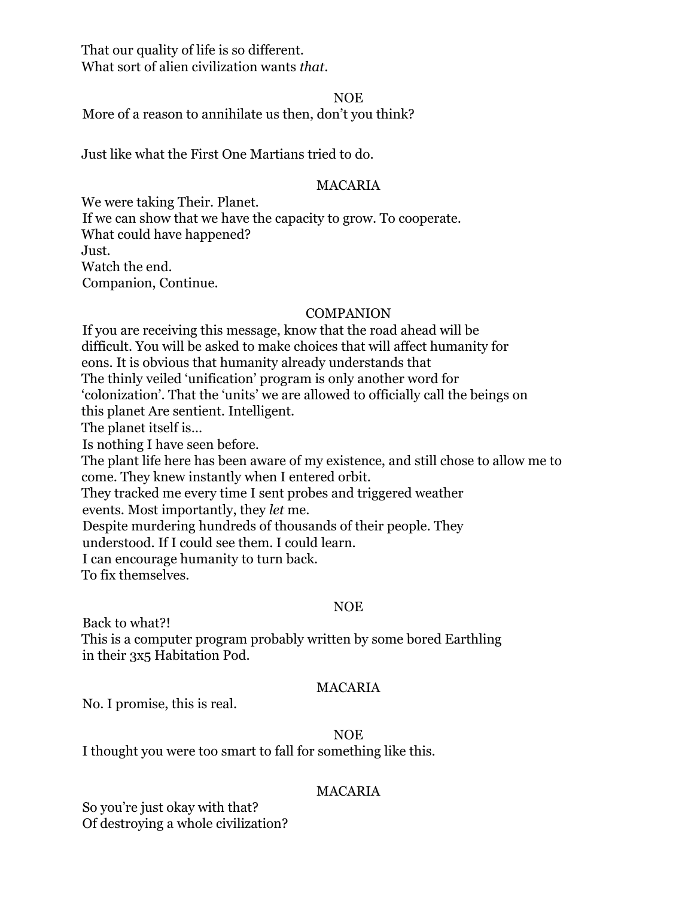That our quality of life is so different.
What sort of alien civilization wants *that*.

NOE

More of a reason to annihilate us then, don't you think?

Just like what the First One Martians tried to do.

MACARIA

We were taking Their. Planet.
If we can show that we have the capacity to grow. To cooperate.
What could have happened?
Just.
Watch the end.
Companion, Continue.

COMPANION

If you are receiving this message, know that the road ahead will be
difficult. You will be asked to make choices that will affect humanity for
eons. It is obvious that humanity already understands that
The thinly veiled 'unification' program is only another word for
'colonization'. That the 'units' we are allowed to officially call the beings on
this planet Are sentient. Intelligent.
The planet itself is…
Is nothing I have seen before.
The plant life here has been aware of my existence, and still chose to allow me to
come. They knew instantly when I entered orbit.
They tracked me every time I sent probes and triggered weather
events. Most importantly, they *let* me.
Despite murdering hundreds of thousands of their people. They
understood. If I could see them. I could learn.
I can encourage humanity to turn back.
To fix themselves.

NOE

Back to what?!
This is a computer program probably written by some bored Earthling
in their 3x5 Habitation Pod.

MACARIA

No. I promise, this is real.

NOE

I thought you were too smart to fall for something like this.

MACARIA

So you're just okay with that?
Of destroying a whole civilization?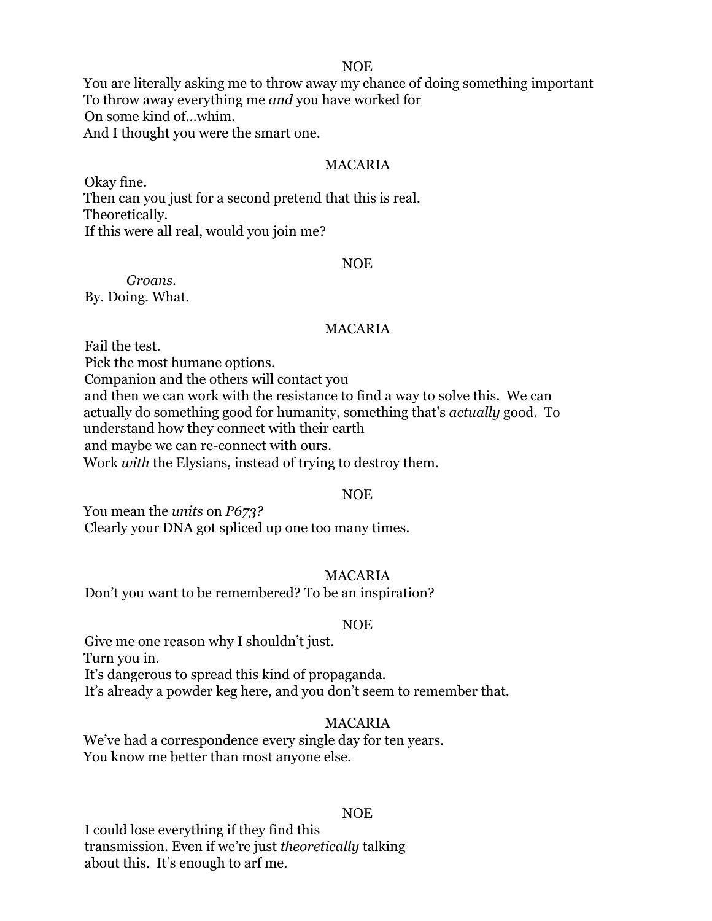NOE

You are literally asking me to throw away my chance of doing something important
To throw away everything me *and* you have worked for
On some kind of…whim.
And I thought you were the smart one.

MACARIA

Okay fine.
Then can you just for a second pretend that this is real.
Theoretically.
If this were all real, would you join me?

NOE

*Groans.*
By. Doing. What.

MACARIA

Fail the test.
Pick the most humane options.
Companion and the others will contact you
and then we can work with the resistance to find a way to solve this. We can actually do something good for humanity, something that's *actually* good. To understand how they connect with their earth
and maybe we can re-connect with ours.
Work *with* the Elysians, instead of trying to destroy them.

NOE

You mean the *units* on *P673?*
Clearly your DNA got spliced up one too many times.

MACARIA

Don't you want to be remembered? To be an inspiration?

NOE

Give me one reason why I shouldn't just.
Turn you in.
It's dangerous to spread this kind of propaganda.
It's already a powder keg here, and you don't seem to remember that.

MACARIA

We've had a correspondence every single day for ten years.
You know me better than most anyone else.

NOE

I could lose everything if they find this
transmission. Even if we're just *theoretically* talking
about this. It's enough to arf me.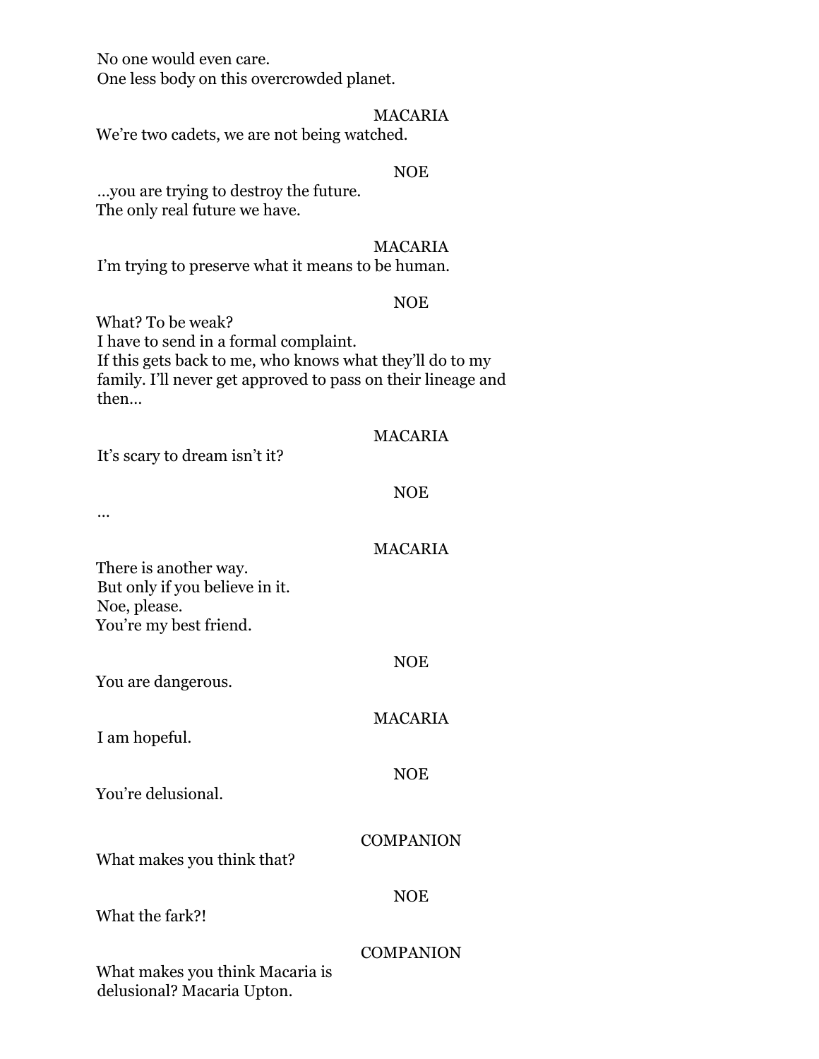No one would even care.
One less body on this overcrowded planet.

MACARIA

We're two cadets, we are not being watched.

NOE

…you are trying to destroy the future.
The only real future we have.

MACARIA

I'm trying to preserve what it means to be human.

NOE

What? To be weak?
I have to send in a formal complaint.
If this gets back to me, who knows what they'll do to my family. I'll never get approved to pass on their lineage and then…

MACARIA

It's scary to dream isn't it?

NOE

…

MACARIA

There is another way.
But only if you believe in it.
Noe, please.
You're my best friend.

NOE

You are dangerous.

MACARIA

I am hopeful.

NOE

You're delusional.

COMPANION

What makes you think that?

NOE

What the fark?!

COMPANION

What makes you think Macaria is delusional? Macaria Upton.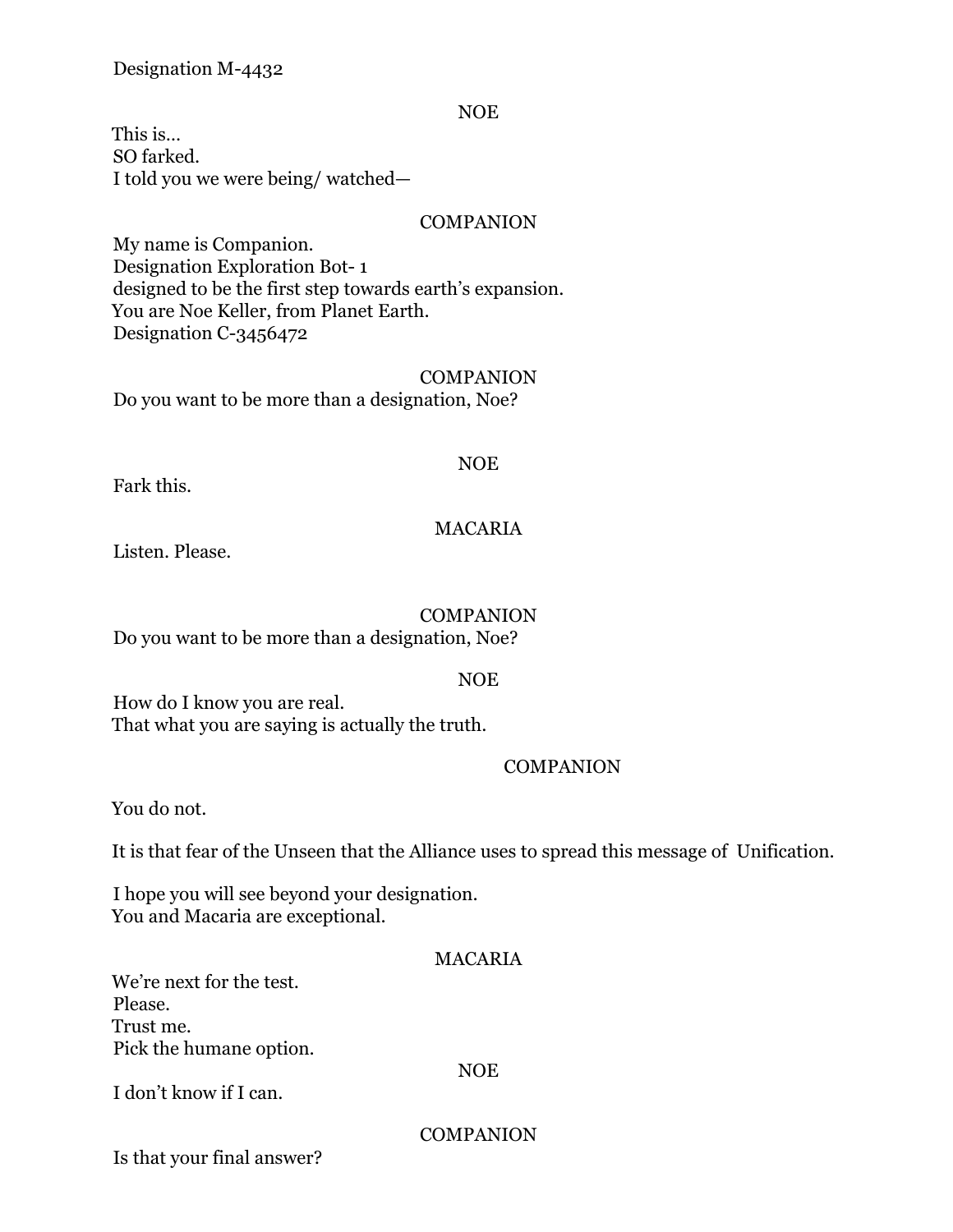Designation M-4432

NOE

This is...
SO farked.
I told you we were being/ watched—

COMPANION

My name is Companion.
Designation Exploration Bot- 1
designed to be the first step towards earth's expansion.
You are Noe Keller, from Planet Earth.
Designation C-3456472

COMPANION

Do you want to be more than a designation, Noe?

NOE

Fark this.

MACARIA

Listen. Please.

COMPANION

Do you want to be more than a designation, Noe?

NOE

How do I know you are real.
That what you are saying is actually the truth.

COMPANION

You do not.

It is that fear of the Unseen that the Alliance uses to spread this message of Unification.

I hope you will see beyond your designation.
You and Macaria are exceptional.

MACARIA

We're next for the test.
Please.
Trust me.
Pick the humane option.

NOE

I don't know if I can.

COMPANION

Is that your final answer?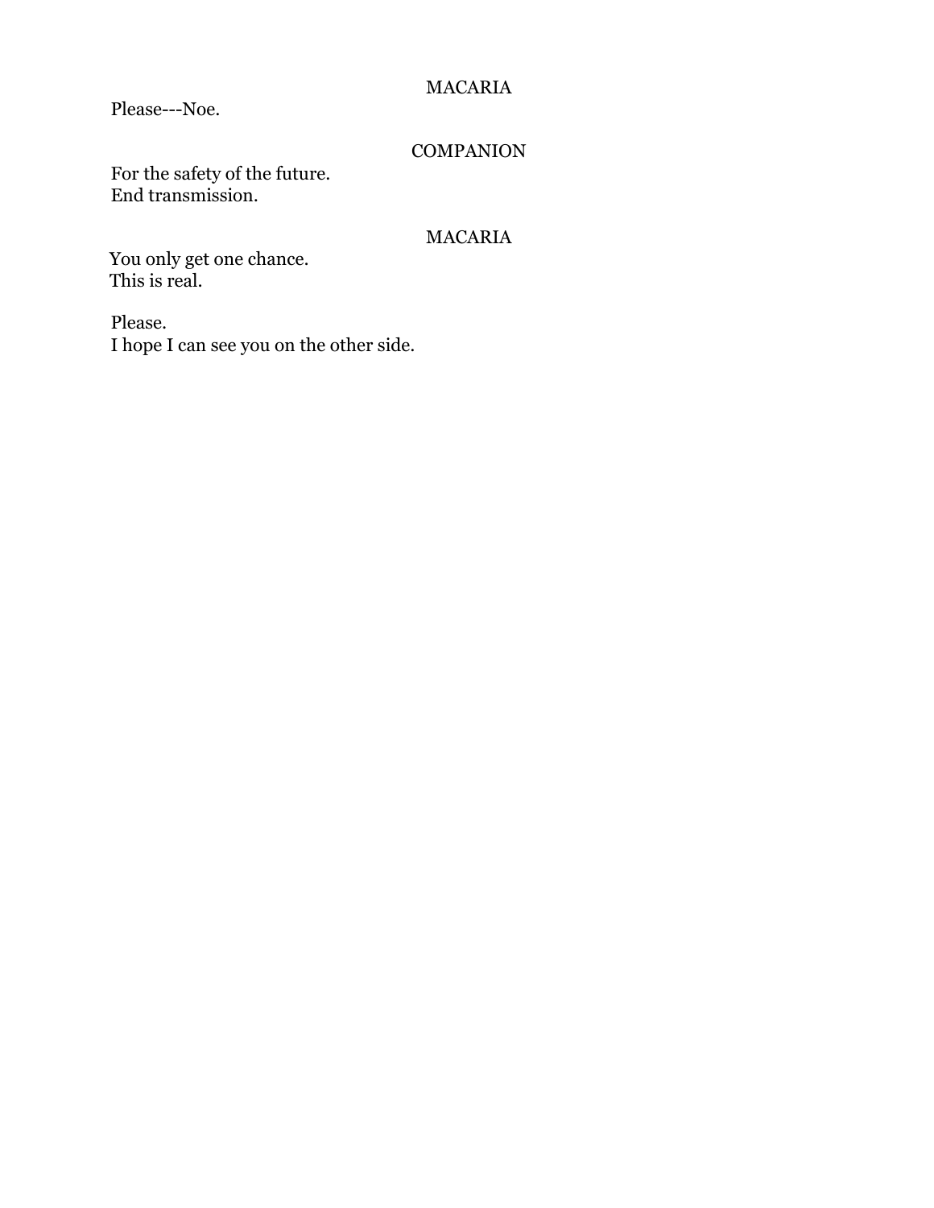MACARIA

Please---Noe.

COMPANION

For the safety of the future.
End transmission.

MACARIA

You only get one chance.
This is real.

Please.
I hope I can see you on the other side.